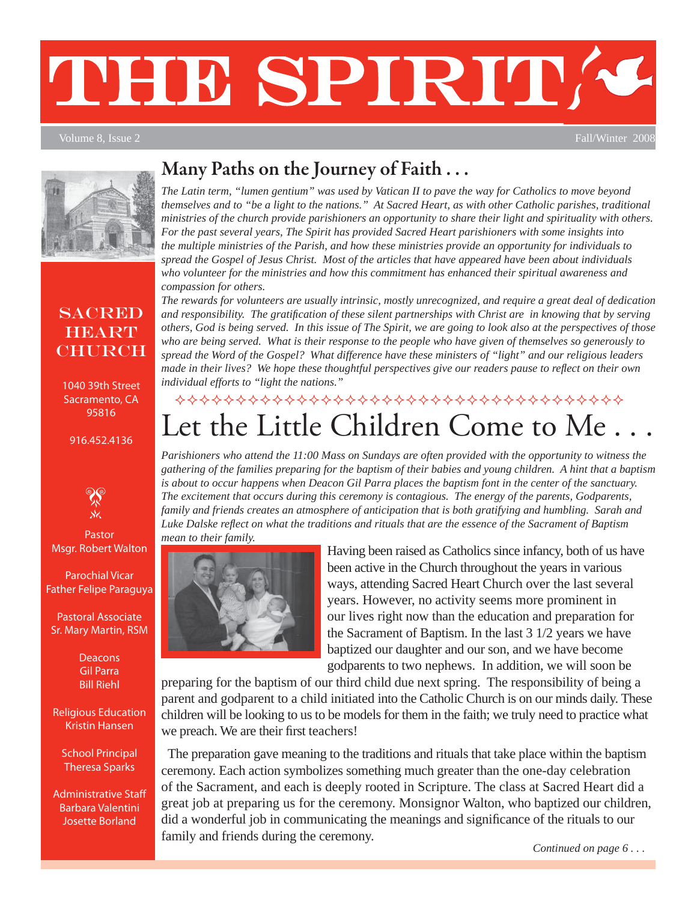# THE SPIRIT

Volume 8, Issue 2 — Fall/Winter 2008

**SACRED HEART CHURCH**

1040 39th Street
Sacramento, CA
95816

916.452.4136

Pastor
Msgr. Robert Walton

Parochial Vicar
Father Felipe Paraguya

Pastoral Associate
Sr. Mary Martin, RSM

Deacons
Gil Parra
Bill Riehl

Religious Education
Kristin Hansen

School Principal
Theresa Sparks

Administrative Staff
Barbara Valentini
Josette Borland

## Many Paths on the Journey of Faith . . .

*The Latin term, "lumen gentium" was used by Vatican II to pave the way for Catholics to move beyond themselves and to "be a light to the nations." At Sacred Heart, as with other Catholic parishes, traditional ministries of the church provide parishioners an opportunity to share their light and spirituality with others. For the past several years, The Spirit has provided Sacred Heart parishioners with some insights into the multiple ministries of the Parish, and how these ministries provide an opportunity for individuals to spread the Gospel of Jesus Christ. Most of the articles that have appeared have been about individuals who volunteer for the ministries and how this commitment has enhanced their spiritual awareness and compassion for others.*

*The rewards for volunteers are usually intrinsic, mostly unrecognized, and require a great deal of dedication and responsibility. The gratification of these silent partnerships with Christ are in knowing that by serving others, God is being served. In this issue of The Spirit, we are going to look also at the perspectives of those who are being served. What is their response to the people who have given of themselves so generously to spread the Word of the Gospel? What difference have these ministers of "light" and our religious leaders made in their lives? We hope these thoughtful perspectives give our readers pause to reflect on their own individual efforts to "light the nations."*

# Let the Little Children Come to Me . . .

*Parishioners who attend the 11:00 Mass on Sundays are often provided with the opportunity to witness the gathering of the families preparing for the baptism of their babies and young children. A hint that a baptism is about to occur happens when Deacon Gil Parra places the baptism font in the center of the sanctuary. The excitement that occurs during this ceremony is contagious. The energy of the parents, Godparents, family and friends creates an atmosphere of anticipation that is both gratifying and humbling. Sarah and Luke Dalske reflect on what the traditions and rituals that are the essence of the Sacrament of Baptism mean to their family.*

Having been raised as Catholics since infancy, both of us have been active in the Church throughout the years in various ways, attending Sacred Heart Church over the last several years. However, no activity seems more prominent in our lives right now than the education and preparation for the Sacrament of Baptism. In the last 3 1/2 years we have baptized our daughter and our son, and we have become godparents to two nephews. In addition, we will soon be preparing for the baptism of our third child due next spring. The responsibility of being a parent and godparent to a child initiated into the Catholic Church is on our minds daily. These children will be looking to us to be models for them in the faith; we truly need to practice what we preach. We are their first teachers!

The preparation gave meaning to the traditions and rituals that take place within the baptism ceremony. Each action symbolizes something much greater than the one-day celebration of the Sacrament, and each is deeply rooted in Scripture. The class at Sacred Heart did a great job at preparing us for the ceremony. Monsignor Walton, who baptized our children, did a wonderful job in communicating the meanings and significance of the rituals to our family and friends during the ceremony.

*Continued on page 6 . . .*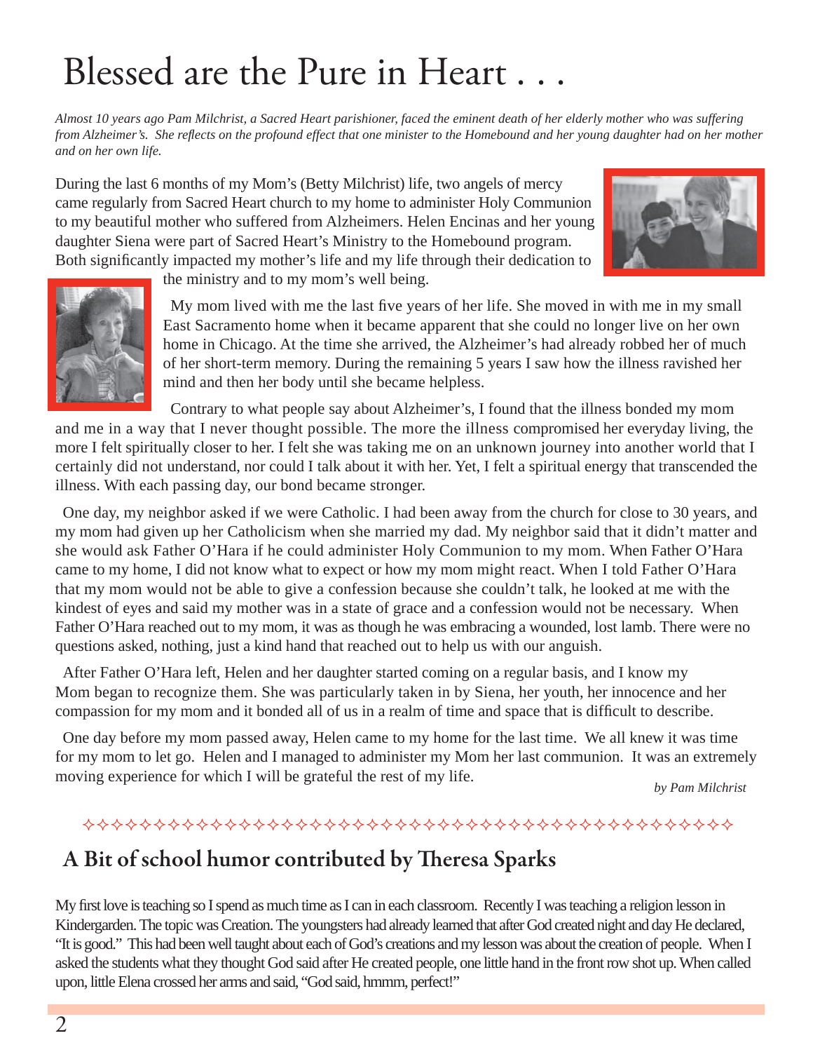# Blessed are the Pure in Heart . . .

*Almost 10 years ago Pam Milchrist, a Sacred Heart parishioner, faced the eminent death of her elderly mother who was suffering from Alzheimer's. She reflects on the profound effect that one minister to the Homebound and her young daughter had on her mother and on her own life.*

During the last 6 months of my Mom's (Betty Milchrist) life, two angels of mercy came regularly from Sacred Heart church to my home to administer Holy Communion to my beautiful mother who suffered from Alzheimers. Helen Encinas and her young daughter Siena were part of Sacred Heart's Ministry to the Homebound program. Both significantly impacted my mother's life and my life through their dedication to the ministry and to my mom's well being.

My mom lived with me the last five years of her life. She moved in with me in my small East Sacramento home when it became apparent that she could no longer live on her own home in Chicago. At the time she arrived, the Alzheimer's had already robbed her of much of her short-term memory. During the remaining 5 years I saw how the illness ravished her mind and then her body until she became helpless.

Contrary to what people say about Alzheimer's, I found that the illness bonded my mom and me in a way that I never thought possible. The more the illness compromised her everyday living, the more I felt spiritually closer to her. I felt she was taking me on an unknown journey into another world that I certainly did not understand, nor could I talk about it with her. Yet, I felt a spiritual energy that transcended the illness. With each passing day, our bond became stronger.

One day, my neighbor asked if we were Catholic. I had been away from the church for close to 30 years, and my mom had given up her Catholicism when she married my dad. My neighbor said that it didn't matter and she would ask Father O'Hara if he could administer Holy Communion to my mom. When Father O'Hara came to my home, I did not know what to expect or how my mom might react. When I told Father O'Hara that my mom would not be able to give a confession because she couldn't talk, he looked at me with the kindest of eyes and said my mother was in a state of grace and a confession would not be necessary. When Father O'Hara reached out to my mom, it was as though he was embracing a wounded, lost lamb. There were no questions asked, nothing, just a kind hand that reached out to help us with our anguish.

After Father O'Hara left, Helen and her daughter started coming on a regular basis, and I know my Mom began to recognize them. She was particularly taken in by Siena, her youth, her innocence and her compassion for my mom and it bonded all of us in a realm of time and space that is difficult to describe.

One day before my mom passed away, Helen came to my home for the last time. We all knew it was time for my mom to let go. Helen and I managed to administer my Mom her last communion. It was an extremely moving experience for which I will be grateful the rest of my life.

*by Pam Milchrist*

## A Bit of school humor contributed by Theresa Sparks

My first love is teaching so I spend as much time as I can in each classroom. Recently I was teaching a religion lesson in Kindergarden. The topic was Creation. The youngsters had already learned that after God created night and day He declared, "It is good." This had been well taught about each of God's creations and my lesson was about the creation of people. When I asked the students what they thought God said after He created people, one little hand in the front row shot up. When called upon, little Elena crossed her arms and said, "God said, hmmm, perfect!"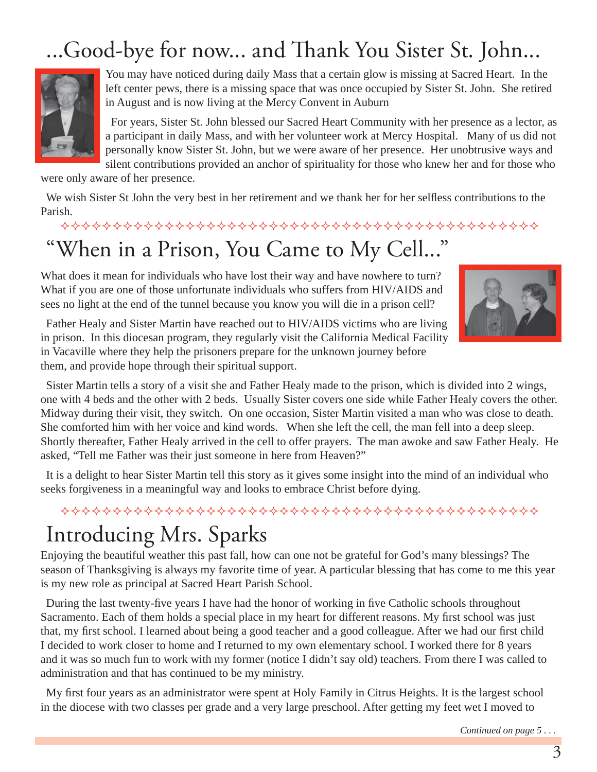# ...Good-bye for now... and Thank You Sister St. John...

You may have noticed during daily Mass that a certain glow is missing at Sacred Heart. In the left center pews, there is a missing space that was once occupied by Sister St. John. She retired in August and is now living at the Mercy Convent in Auburn

For years, Sister St. John blessed our Sacred Heart Community with her presence as a lector, as a participant in daily Mass, and with her volunteer work at Mercy Hospital. Many of us did not personally know Sister St. John, but we were aware of her presence. Her unobtrusive ways and silent contributions provided an anchor of spirituality for those who knew her and for those who were only aware of her presence.

We wish Sister St John the very best in her retirement and we thank her for her selfless contributions to the Parish.

# "When in a Prison, You Came to My Cell..."

What does it mean for individuals who have lost their way and have nowhere to turn? What if you are one of those unfortunate individuals who suffers from HIV/AIDS and sees no light at the end of the tunnel because you know you will die in a prison cell?

Father Healy and Sister Martin have reached out to HIV/AIDS victims who are living in prison. In this diocesan program, they regularly visit the California Medical Facility in Vacaville where they help the prisoners prepare for the unknown journey before them, and provide hope through their spiritual support.

Sister Martin tells a story of a visit she and Father Healy made to the prison, which is divided into 2 wings, one with 4 beds and the other with 2 beds. Usually Sister covers one side while Father Healy covers the other. Midway during their visit, they switch. On one occasion, Sister Martin visited a man who was close to death. She comforted him with her voice and kind words. When she left the cell, the man fell into a deep sleep. Shortly thereafter, Father Healy arrived in the cell to offer prayers. The man awoke and saw Father Healy. He asked, "Tell me Father was their just someone in here from Heaven?"

It is a delight to hear Sister Martin tell this story as it gives some insight into the mind of an individual who seeks forgiveness in a meaningful way and looks to embrace Christ before dying.

# Introducing Mrs. Sparks

Enjoying the beautiful weather this past fall, how can one not be grateful for God's many blessings? The season of Thanksgiving is always my favorite time of year. A particular blessing that has come to me this year is my new role as principal at Sacred Heart Parish School.

During the last twenty-five years I have had the honor of working in five Catholic schools throughout Sacramento. Each of them holds a special place in my heart for different reasons. My first school was just that, my first school. I learned about being a good teacher and a good colleague. After we had our first child I decided to work closer to home and I returned to my own elementary school. I worked there for 8 years and it was so much fun to work with my former (notice I didn't say old) teachers. From there I was called to administration and that has continued to be my ministry.

My first four years as an administrator were spent at Holy Family in Citrus Heights. It is the largest school in the diocese with two classes per grade and a very large preschool. After getting my feet wet I moved to

*Continued on page 5 . . .*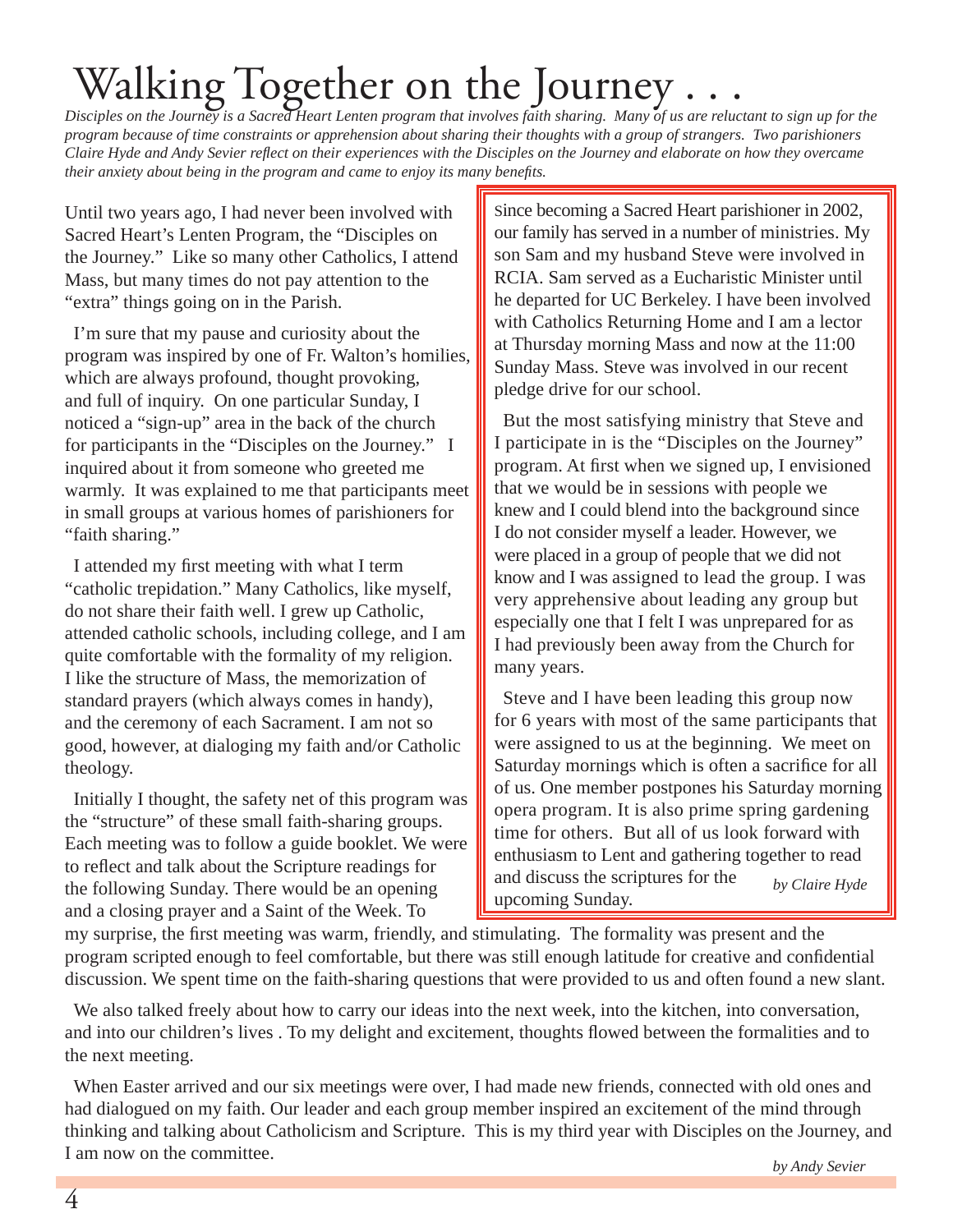# Walking Together on the Journey . . .

*Disciples on the Journey is a Sacred Heart Lenten program that involves faith sharing. Many of us are reluctant to sign up for the program because of time constraints or apprehension about sharing their thoughts with a group of strangers. Two parishioners Claire Hyde and Andy Sevier reflect on their experiences with the Disciples on the Journey and elaborate on how they overcame their anxiety about being in the program and came to enjoy its many benefits.*

Until two years ago, I had never been involved with Sacred Heart's Lenten Program, the "Disciples on the Journey." Like so many other Catholics, I attend Mass, but many times do not pay attention to the "extra" things going on in the Parish.

I'm sure that my pause and curiosity about the program was inspired by one of Fr. Walton's homilies, which are always profound, thought provoking, and full of inquiry. On one particular Sunday, I noticed a "sign-up" area in the back of the church for participants in the "Disciples on the Journey." I inquired about it from someone who greeted me warmly. It was explained to me that participants meet in small groups at various homes of parishioners for "faith sharing."

I attended my first meeting with what I term "catholic trepidation." Many Catholics, like myself, do not share their faith well. I grew up Catholic, attended catholic schools, including college, and I am quite comfortable with the formality of my religion. I like the structure of Mass, the memorization of standard prayers (which always comes in handy), and the ceremony of each Sacrament. I am not so good, however, at dialoging my faith and/or Catholic theology.

Initially I thought, the safety net of this program was the "structure" of these small faith-sharing groups. Each meeting was to follow a guide booklet. We were to reflect and talk about the Scripture readings for the following Sunday. There would be an opening and a closing prayer and a Saint of the Week. To my surprise, the first meeting was warm, friendly, and stimulating. The formality was present and the program scripted enough to feel comfortable, but there was still enough latitude for creative and confidential discussion. We spent time on the faith-sharing questions that were provided to us and often found a new slant.

We also talked freely about how to carry our ideas into the next week, into the kitchen, into conversation, and into our children's lives . To my delight and excitement, thoughts flowed between the formalities and to the next meeting.

When Easter arrived and our six meetings were over, I had made new friends, connected with old ones and had dialogued on my faith. Our leader and each group member inspired an excitement of the mind through thinking and talking about Catholicism and Scripture. This is my third year with Disciples on the Journey, and I am now on the committee.

*by Andy Sevier*

---

Since becoming a Sacred Heart parishioner in 2002, our family has served in a number of ministries. My son Sam and my husband Steve were involved in RCIA. Sam served as a Eucharistic Minister until he departed for UC Berkeley. I have been involved with Catholics Returning Home and I am a lector at Thursday morning Mass and now at the 11:00 Sunday Mass. Steve was involved in our recent pledge drive for our school.

But the most satisfying ministry that Steve and I participate in is the "Disciples on the Journey" program. At first when we signed up, I envisioned that we would be in sessions with people we knew and I could blend into the background since I do not consider myself a leader. However, we were placed in a group of people that we did not know and I was assigned to lead the group. I was very apprehensive about leading any group but especially one that I felt I was unprepared for as I had previously been away from the Church for many years.

Steve and I have been leading this group now for 6 years with most of the same participants that were assigned to us at the beginning. We meet on Saturday mornings which is often a sacrifice for all of us. One member postpones his Saturday morning opera program. It is also prime spring gardening time for others. But all of us look forward with enthusiasm to Lent and gathering together to read and discuss the scriptures for the upcoming Sunday.

*by Claire Hyde*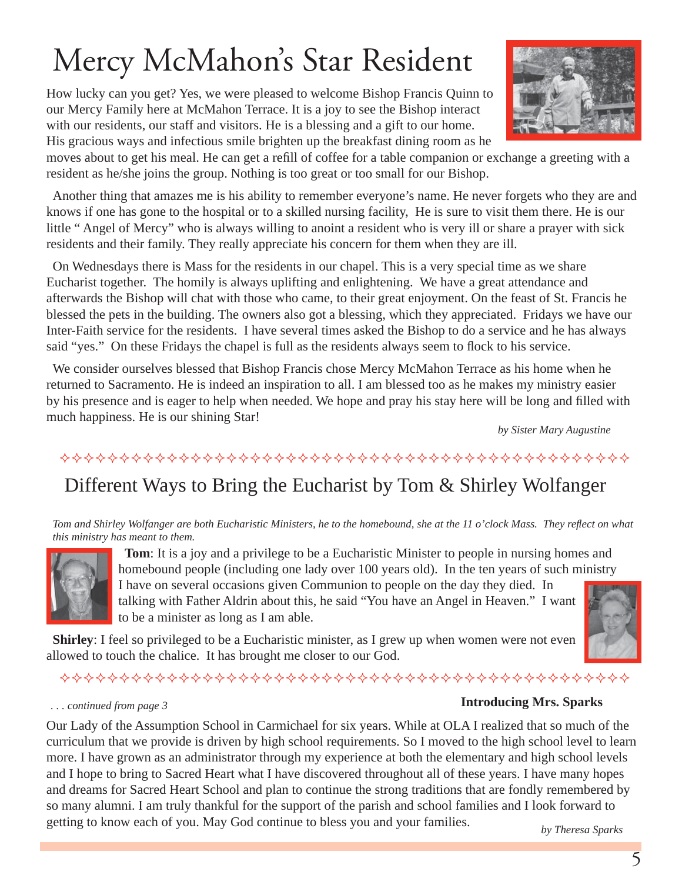# Mercy McMahon's Star Resident

How lucky can you get? Yes, we were pleased to welcome Bishop Francis Quinn to our Mercy Family here at McMahon Terrace. It is a joy to see the Bishop interact with our residents, our staff and visitors. He is a blessing and a gift to our home. His gracious ways and infectious smile brighten up the breakfast dining room as he moves about to get his meal. He can get a refill of coffee for a table companion or exchange a greeting with a resident as he/she joins the group. Nothing is too great or too small for our Bishop.

Another thing that amazes me is his ability to remember everyone's name. He never forgets who they are and knows if one has gone to the hospital or to a skilled nursing facility, He is sure to visit them there. He is our little " Angel of Mercy" who is always willing to anoint a resident who is very ill or share a prayer with sick residents and their family. They really appreciate his concern for them when they are ill.

On Wednesdays there is Mass for the residents in our chapel. This is a very special time as we share Eucharist together. The homily is always uplifting and enlightening. We have a great attendance and afterwards the Bishop will chat with those who came, to their great enjoyment. On the feast of St. Francis he blessed the pets in the building. The owners also got a blessing, which they appreciated. Fridays we have our Inter-Faith service for the residents. I have several times asked the Bishop to do a service and he has always said "yes." On these Fridays the chapel is full as the residents always seem to flock to his service.

We consider ourselves blessed that Bishop Francis chose Mercy McMahon Terrace as his home when he returned to Sacramento. He is indeed an inspiration to all. I am blessed too as he makes my ministry easier by his presence and is eager to help when needed. We hope and pray his stay here will be long and filled with much happiness. He is our shining Star!

*by Sister Mary Augustine*

---

## Different Ways to Bring the Eucharist by Tom & Shirley Wolfanger

*Tom and Shirley Wolfanger are both Eucharistic Ministers, he to the homebound, she at the 11 o'clock Mass. They reflect on what this ministry has meant to them.*

**Tom**: It is a joy and a privilege to be a Eucharistic Minister to people in nursing homes and homebound people (including one lady over 100 years old). In the ten years of such ministry I have on several occasions given Communion to people on the day they died. In talking with Father Aldrin about this, he said "You have an Angel in Heaven." I want to be a minister as long as I am able.

**Shirley**: I feel so privileged to be a Eucharistic minister, as I grew up when women were not even allowed to touch the chalice. It has brought me closer to our God.

---

*. . . continued from page 3*

**Introducing Mrs. Sparks**

Our Lady of the Assumption School in Carmichael for six years. While at OLA I realized that so much of the curriculum that we provide is driven by high school requirements. So I moved to the high school level to learn more. I have grown as an administrator through my experience at both the elementary and high school levels and I hope to bring to Sacred Heart what I have discovered throughout all of these years. I have many hopes and dreams for Sacred Heart School and plan to continue the strong traditions that are fondly remembered by so many alumni. I am truly thankful for the support of the parish and school families and I look forward to getting to know each of you. May God continue to bless you and your families.

*by Theresa Sparks*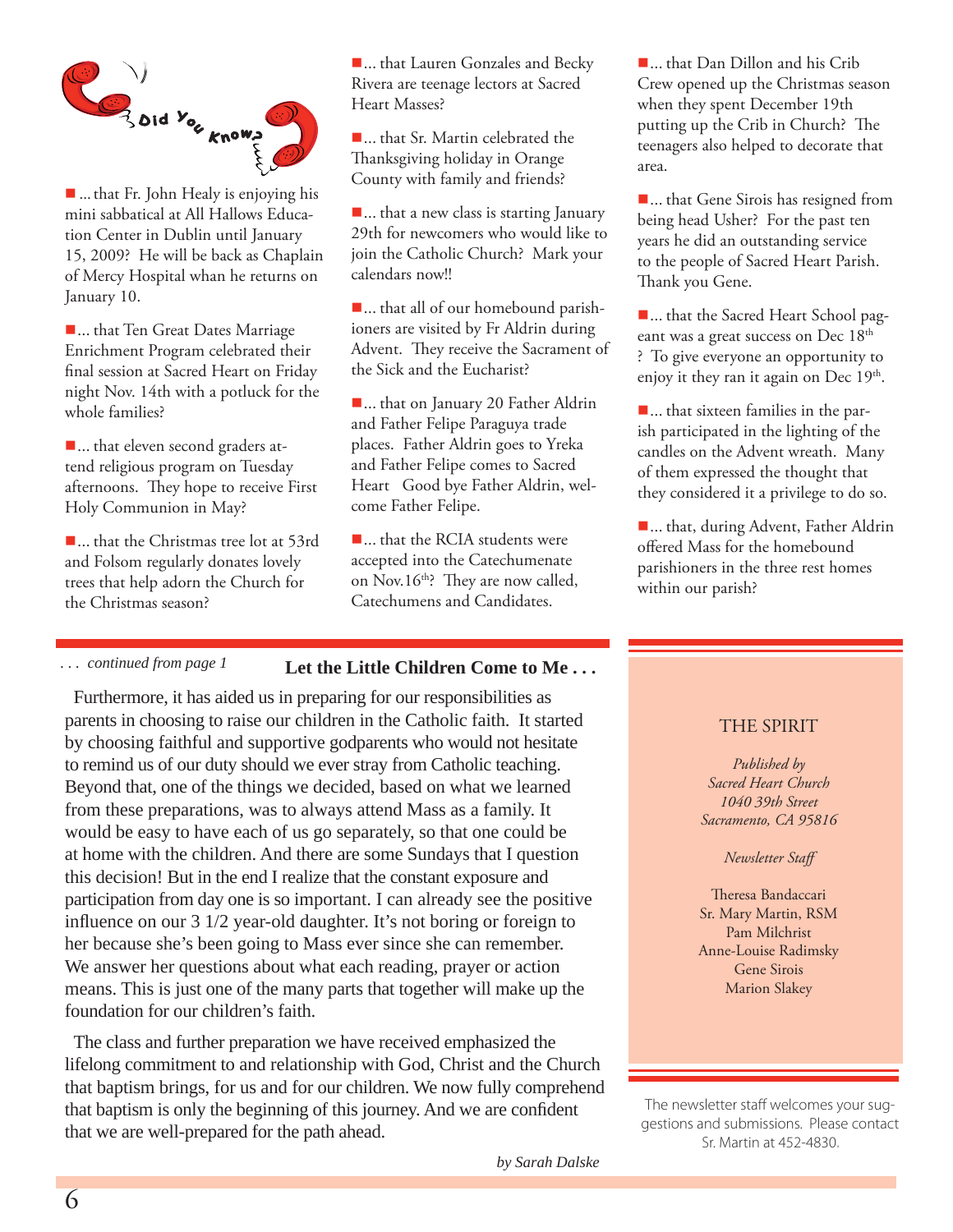## Did You Know?

- ... that Fr. John Healy is enjoying his mini sabbatical at All Hallows Education Center in Dublin until January 15, 2009? He will be back as Chaplain of Mercy Hospital whan he returns on January 10.

- ... that Ten Great Dates Marriage Enrichment Program celebrated their final session at Sacred Heart on Friday night Nov. 14th with a potluck for the whole families?

- ... that eleven second graders attend religious program on Tuesday afternoons. They hope to receive First Holy Communion in May?

- ... that the Christmas tree lot at 53rd and Folsom regularly donates lovely trees that help adorn the Church for the Christmas season?

- ... that Lauren Gonzales and Becky Rivera are teenage lectors at Sacred Heart Masses?

- ... that Sr. Martin celebrated the Thanksgiving holiday in Orange County with family and friends?

- ... that a new class is starting January 29th for newcomers who would like to join the Catholic Church? Mark your calendars now!!

- ... that all of our homebound parishioners are visited by Fr Aldrin during Advent. They receive the Sacrament of the Sick and the Eucharist?

- ... that on January 20 Father Aldrin and Father Felipe Paraguya trade places. Father Aldrin goes to Yreka and Father Felipe comes to Sacred Heart Good bye Father Aldrin, welcome Father Felipe.

- ... that the RCIA students were accepted into the Catechumenate on Nov.16th? They are now called, Catechumens and Candidates.

- ... that Dan Dillon and his Crib Crew opened up the Christmas season when they spent December 19th putting up the Crib in Church? The teenagers also helped to decorate that area.

- ... that Gene Sirois has resigned from being head Usher? For the past ten years he did an outstanding service to the people of Sacred Heart Parish. Thank you Gene.

- ... that the Sacred Heart School pageant was a great success on Dec 18th ? To give everyone an opportunity to enjoy it they ran it again on Dec 19th.

- ... that sixteen families in the parish participated in the lighting of the candles on the Advent wreath. Many of them expressed the thought that they considered it a privilege to do so.

- ... that, during Advent, Father Aldrin offered Mass for the homebound parishioners in the three rest homes within our parish?

---

*. . . continued from page 1*

## Let the Little Children Come to Me . . .

Furthermore, it has aided us in preparing for our responsibilities as parents in choosing to raise our children in the Catholic faith. It started by choosing faithful and supportive godparents who would not hesitate to remind us of our duty should we ever stray from Catholic teaching. Beyond that, one of the things we decided, based on what we learned from these preparations, was to always attend Mass as a family. It would be easy to have each of us go separately, so that one could be at home with the children. And there are some Sundays that I question this decision! But in the end I realize that the constant exposure and participation from day one is so important. I can already see the positive influence on our 3 1/2 year-old daughter. It's not boring or foreign to her because she's been going to Mass ever since she can remember. We answer her questions about what each reading, prayer or action means. This is just one of the many parts that together will make up the foundation for our children's faith.

The class and further preparation we have received emphasized the lifelong commitment to and relationship with God, Christ and the Church that baptism brings, for us and for our children. We now fully comprehend that baptism is only the beginning of this journey. And we are confident that we are well-prepared for the path ahead.

*by Sarah Dalske*

---

### THE SPIRIT

*Published by*
*Sacred Heart Church*
*1040 39th Street*
*Sacramento, CA 95816*

*Newsletter Staff*

Theresa Bandaccari
Sr. Mary Martin, RSM
Pam Milchrist
Anne-Louise Radimsky
Gene Sirois
Marion Slakey

The newsletter staff welcomes your suggestions and submissions. Please contact Sr. Martin at 452-4830.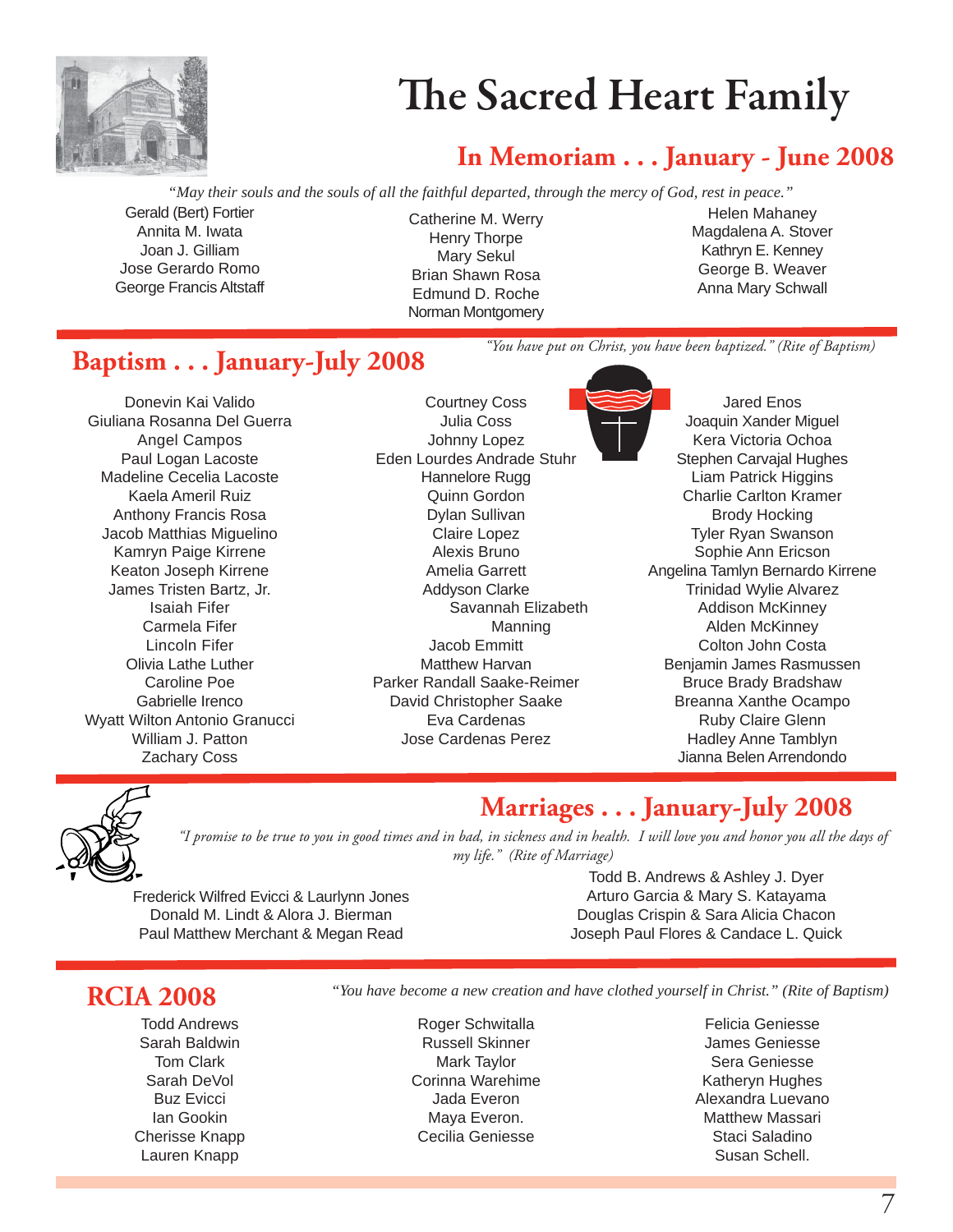# The Sacred Heart Family

## In Memoriam . . . January - June 2008

*"May their souls and the souls of all the faithful departed, through the mercy of God, rest in peace."*

Gerald (Bert) Fortier
Annita M. Iwata
Joan J. Gilliam
Jose Gerardo Romo
George Francis Altstaff
Catherine M. Werry
Henry Thorpe
Mary Sekul
Brian Shawn Rosa
Edmund D. Roche
Norman Montgomery
Helen Mahaney
Magdalena A. Stover
Kathryn E. Kenney
George B. Weaver
Anna Mary Schwall

## Baptism . . . January-July 2008

*"You have put on Christ, you have been baptized." (Rite of Baptism)*

Donevin Kai Valido
Giuliana Rosanna Del Guerra
Angel Campos
Paul Logan Lacoste
Madeline Cecelia Lacoste
Kaela Ameril Ruiz
Anthony Francis Rosa
Jacob Matthias Miguelino
Kamryn Paige Kirrene
Keaton Joseph Kirrene
James Tristen Bartz, Jr.
Isaiah Fifer
Carmela Fifer
Lincoln Fifer
Olivia Lathe Luther
Caroline Poe
Gabrielle Irenco
Wyatt Wilton Antonio Granucci
William J. Patton
Zachary Coss
Courtney Coss
Julia Coss
Johnny Lopez
Eden Lourdes Andrade Stuhr
Hannelore Rugg
Quinn Gordon
Dylan Sullivan
Claire Lopez
Alexis Bruno
Amelia Garrett
Addyson Clarke
Savannah Elizabeth Manning
Jacob Emmitt
Matthew Harvan
Parker Randall Saake-Reimer
David Christopher Saake
Eva Cardenas
Jose Cardenas Perez
Jared Enos
Joaquin Xander Miguel
Kera Victoria Ochoa
Stephen Carvajal Hughes
Liam Patrick Higgins
Charlie Carlton Kramer
Brody Hocking
Tyler Ryan Swanson
Sophie Ann Ericson
Angelina Tamlyn Bernardo Kirrene
Trinidad Wylie Alvarez
Addison McKinney
Alden McKinney
Colton John Costa
Benjamin James Rasmussen
Bruce Brady Bradshaw
Breanna Xanthe Ocampo
Ruby Claire Glenn
Hadley Anne Tamblyn
Jianna Belen Arrendondo

## Marriages . . . January-July 2008

*"I promise to be true to you in good times and in bad, in sickness and in health. I will love you and honor you all the days of my life." (Rite of Marriage)*

Frederick Wilfred Evicci & Laurlynn Jones
Donald M. Lindt & Alora J. Bierman
Paul Matthew Merchant & Megan Read
Todd B. Andrews & Ashley J. Dyer
Arturo Garcia & Mary S. Katayama
Douglas Crispin & Sara Alicia Chacon
Joseph Paul Flores & Candace L. Quick

## RCIA 2008

*"You have become a new creation and have clothed yourself in Christ." (Rite of Baptism)*

Todd Andrews
Sarah Baldwin
Tom Clark
Sarah DeVol
Buz Evicci
Ian Gookin
Cherisse Knapp
Lauren Knapp
Roger Schwitalla
Russell Skinner
Mark Taylor
Corinna Warehime
Jada Everon
Maya Everon.
Cecilia Geniesse
Felicia Geniesse
James Geniesse
Sera Geniesse
Katheryn Hughes
Alexandra Luevano
Matthew Massari
Staci Saladino
Susan Schell.